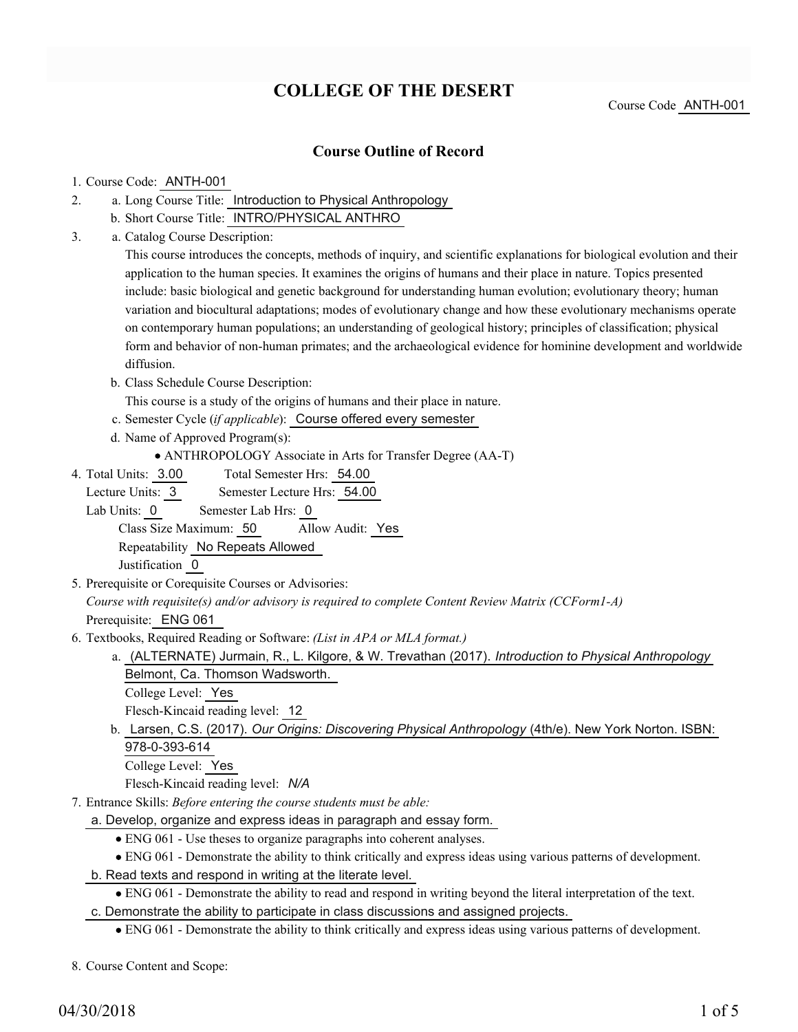# COLLEGE OF THE DESERT

Course Code ANTH-001

## Course Outline of Record

1. Course Code: ANTH-001
2. a. Long Course Title: Introduction to Physical Anthropology
   b. Short Course Title: INTRO/PHYSICAL ANTHRO
3. a. Catalog Course Description:
   This course introduces the concepts, methods of inquiry, and scientific explanations for biological evolution and their application to the human species. It examines the origins of humans and their place in nature. Topics presented include: basic biological and genetic background for understanding human evolution; evolutionary theory; human variation and biocultural adaptations; modes of evolutionary change and how these evolutionary mechanisms operate on contemporary human populations; an understanding of geological history; principles of classification; physical form and behavior of non-human primates; and the archaeological evidence for hominine development and worldwide diffusion.
   b. Class Schedule Course Description:
   This course is a study of the origins of humans and their place in nature.
   c. Semester Cycle (*if applicable*): Course offered every semester
   d. Name of Approved Program(s):
      - ANTHROPOLOGY Associate in Arts for Transfer Degree (AA-T)
4. Total Units: 3.00 Total Semester Hrs: 54.00
   Lecture Units: 3 Semester Lecture Hrs: 54.00
   Lab Units: 0 Semester Lab Hrs: 0
   Class Size Maximum: 50 Allow Audit: Yes
   Repeatability No Repeats Allowed
   Justification 0
5. Prerequisite or Corequisite Courses or Advisories:
   *Course with requisite(s) and/or advisory is required to complete Content Review Matrix (CCForm1-A)*
   Prerequisite: ENG 061
6. Textbooks, Required Reading or Software: *(List in APA or MLA format.)*
   a. (ALTERNATE) Jurmain, R., L. Kilgore, & W. Trevathan (2017). *Introduction to Physical Anthropology* Belmont, Ca. Thomson Wadsworth.
      College Level: Yes
      Flesch-Kincaid reading level: 12
   b. Larsen, C.S. (2017). *Our Origins: Discovering Physical Anthropology* (4th/e). New York Norton. ISBN: 978-0-393-614
      College Level: Yes
      Flesch-Kincaid reading level: *N/A*
7. Entrance Skills: *Before entering the course students must be able:*
   a. Develop, organize and express ideas in paragraph and essay form.
      - ENG 061 - Use theses to organize paragraphs into coherent analyses.
      - ENG 061 - Demonstrate the ability to think critically and express ideas using various patterns of development.
   b. Read texts and respond in writing at the literate level.
      - ENG 061 - Demonstrate the ability to read and respond in writing beyond the literal interpretation of the text.
   c. Demonstrate the ability to participate in class discussions and assigned projects.
      - ENG 061 - Demonstrate the ability to think critically and express ideas using various patterns of development.
8. Course Content and Scope: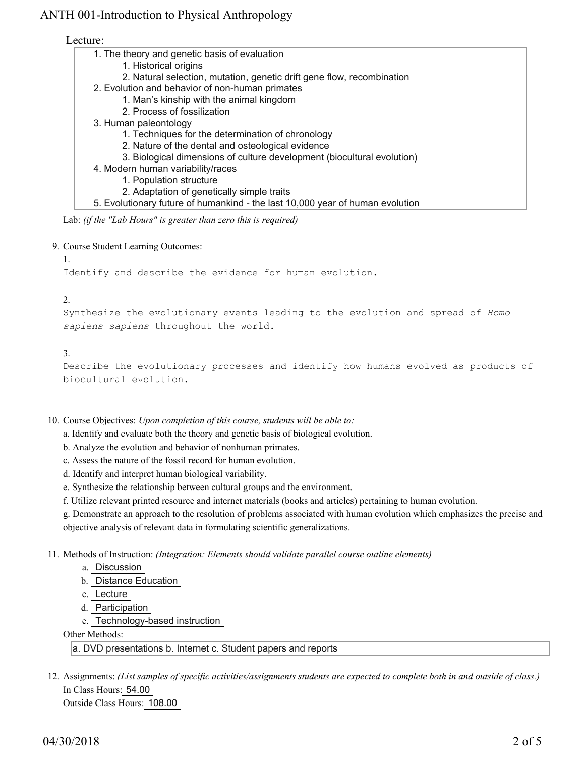Lecture:

1. The theory and genetic basis of evaluation
    1. Historical origins
    2. Natural selection, mutation, genetic drift gene flow, recombination
2. Evolution and behavior of non-human primates
    1. Man's kinship with the animal kingdom
    2. Process of fossilization
3. Human paleontology
    1. Techniques for the determination of chronology
    2. Nature of the dental and osteological evidence
    3. Biological dimensions of culture development (biocultural evolution)
4. Modern human variability/races
    1. Population structure
    2. Adaptation of genetically simple traits
5. Evolutionary future of humankind - the last 10,000 year of human evolution

Lab: *(if the "Lab Hours" is greater than zero this is required)*

9. Course Student Learning Outcomes:

    1.

    ```
    Identify and describe the evidence for human evolution.
    ```

    2.

    Synthesize the evolutionary events leading to the evolution and spread of *Homo sapiens sapiens* throughout the world.

    3.

    ```
    Describe the evolutionary processes and identify how humans evolved as products of biocultural evolution.
    ```

10. Course Objectives: *Upon completion of this course, students will be able to:*

    a. Identify and evaluate both the theory and genetic basis of biological evolution.

    b. Analyze the evolution and behavior of nonhuman primates.

    c. Assess the nature of the fossil record for human evolution.

    d. Identify and interpret human biological variability.

    e. Synthesize the relationship between cultural groups and the environment.

    f. Utilize relevant printed resource and internet materials (books and articles) pertaining to human evolution.

    g. Demonstrate an approach to the resolution of problems associated with human evolution which emphasizes the precise and objective analysis of relevant data in formulating scientific generalizations.

11. Methods of Instruction: *(Integration: Elements should validate parallel course outline elements)*

    a. Discussion
    b. Distance Education
    c. Lecture
    d. Participation
    e. Technology-based instruction

    Other Methods:

    a. DVD presentations b. Internet c. Student papers and reports

12. Assignments: *(List samples of specific activities/assignments students are expected to complete both in and outside of class.)*

    In Class Hours: 54.00

    Outside Class Hours: 108.00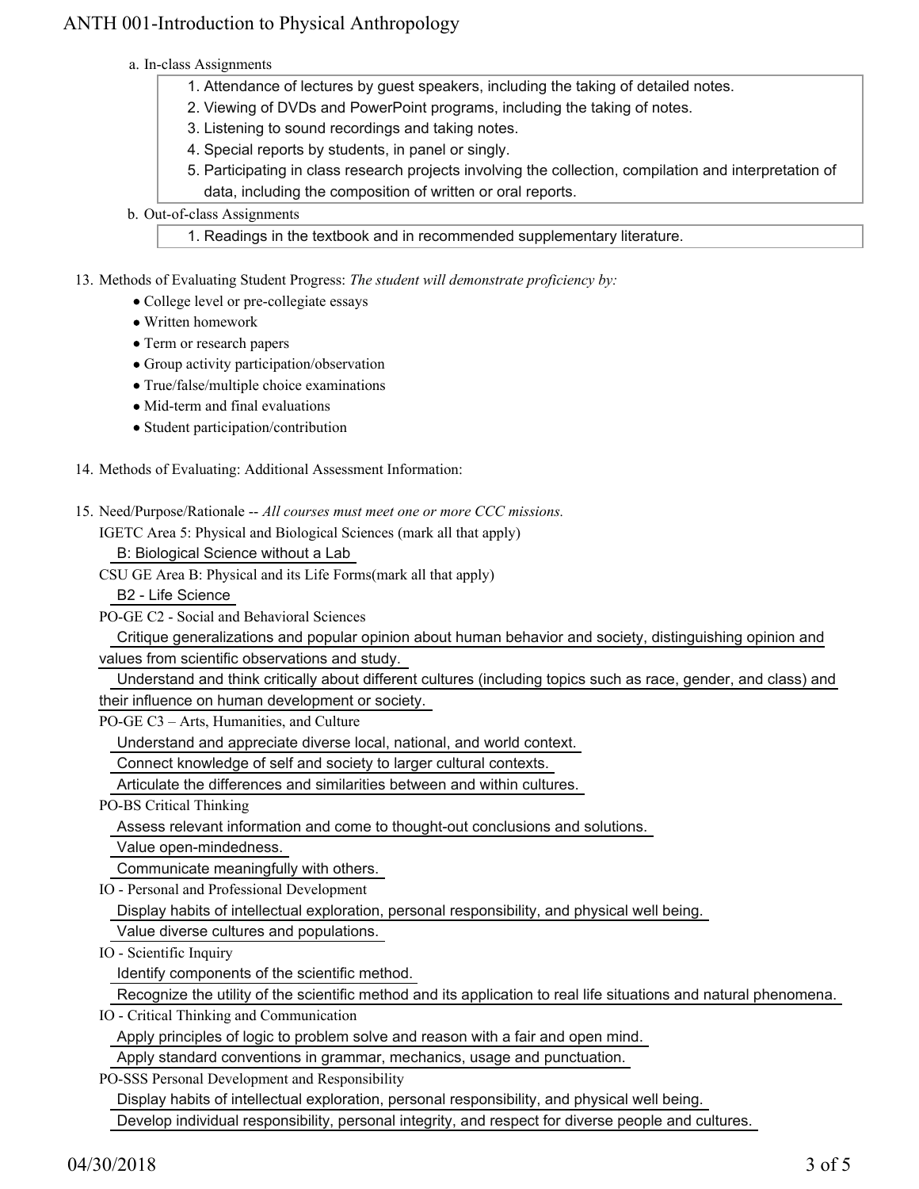a. In-class Assignments

1. Attendance of lectures by guest speakers, including the taking of detailed notes.
2. Viewing of DVDs and PowerPoint programs, including the taking of notes.
3. Listening to sound recordings and taking notes.
4. Special reports by students, in panel or singly.
5. Participating in class research projects involving the collection, compilation and interpretation of data, including the composition of written or oral reports.

b. Out-of-class Assignments

1. Readings in the textbook and in recommended supplementary literature.

13. Methods of Evaluating Student Progress: *The student will demonstrate proficiency by:*
    - College level or pre-collegiate essays
    - Written homework
    - Term or research papers
    - Group activity participation/observation
    - True/false/multiple choice examinations
    - Mid-term and final evaluations
    - Student participation/contribution

14. Methods of Evaluating: Additional Assessment Information:

15. Need/Purpose/Rationale -- *All courses must meet one or more CCC missions.*

IGETC Area 5: Physical and Biological Sciences (mark all that apply)

B: Biological Science without a Lab

CSU GE Area B: Physical and its Life Forms(mark all that apply)

B2 - Life Science

PO-GE C2 - Social and Behavioral Sciences

Critique generalizations and popular opinion about human behavior and society, distinguishing opinion and values from scientific observations and study.

Understand and think critically about different cultures (including topics such as race, gender, and class) and their influence on human development or society.

PO-GE C3 – Arts, Humanities, and Culture

Understand and appreciate diverse local, national, and world context.

Connect knowledge of self and society to larger cultural contexts.

Articulate the differences and similarities between and within cultures.

PO-BS Critical Thinking

Assess relevant information and come to thought-out conclusions and solutions.

Value open-mindedness.

Communicate meaningfully with others.

IO - Personal and Professional Development

Display habits of intellectual exploration, personal responsibility, and physical well being.

Value diverse cultures and populations.

IO - Scientific Inquiry

Identify components of the scientific method.

Recognize the utility of the scientific method and its application to real life situations and natural phenomena.

IO - Critical Thinking and Communication

Apply principles of logic to problem solve and reason with a fair and open mind.

Apply standard conventions in grammar, mechanics, usage and punctuation.

PO-SSS Personal Development and Responsibility

Display habits of intellectual exploration, personal responsibility, and physical well being.

Develop individual responsibility, personal integrity, and respect for diverse people and cultures.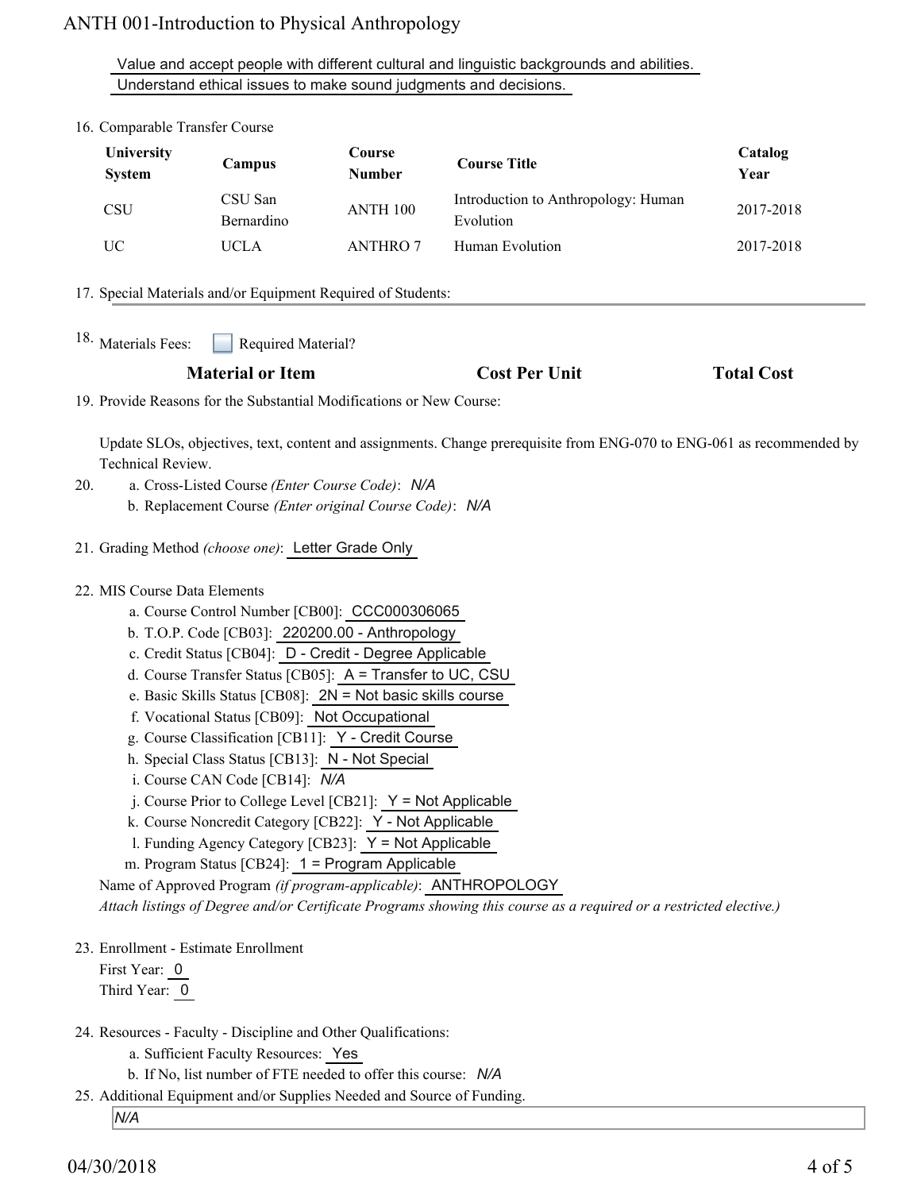Value and accept people with different cultural and linguistic backgrounds and abilities.
Understand ethical issues to make sound judgments and decisions.

16. Comparable Transfer Course

| University System | Campus | Course Number | Course Title | Catalog Year |
|---|---|---|---|---|
| CSU | CSU San Bernardino | ANTH 100 | Introduction to Anthropology: Human Evolution | 2017-2018 |
| UC | UCLA | ANTHRO 7 | Human Evolution | 2017-2018 |

17. Special Materials and/or Equipment Required of Students:

18. Materials Fees: ☐ Required Material?

| Material or Item | Cost Per Unit | Total Cost |
|---|---|---|

19. Provide Reasons for the Substantial Modifications or New Course:

Update SLOs, objectives, text, content and assignments. Change prerequisite from ENG-070 to ENG-061 as recommended by Technical Review.

20. a. Cross-Listed Course *(Enter Course Code)*: *N/A*
    b. Replacement Course *(Enter original Course Code)*: *N/A*

21. Grading Method *(choose one)*: Letter Grade Only

22. MIS Course Data Elements
    a. Course Control Number [CB00]: CCC000306065
    b. T.O.P. Code [CB03]: 220200.00 - Anthropology
    c. Credit Status [CB04]: D - Credit - Degree Applicable
    d. Course Transfer Status [CB05]: A = Transfer to UC, CSU
    e. Basic Skills Status [CB08]: 2N = Not basic skills course
    f. Vocational Status [CB09]: Not Occupational
    g. Course Classification [CB11]: Y - Credit Course
    h. Special Class Status [CB13]: N - Not Special
    i. Course CAN Code [CB14]: *N/A*
    j. Course Prior to College Level [CB21]: Y = Not Applicable
    k. Course Noncredit Category [CB22]: Y - Not Applicable
    l. Funding Agency Category [CB23]: Y = Not Applicable
    m. Program Status [CB24]: 1 = Program Applicable

    Name of Approved Program *(if program-applicable)*: ANTHROPOLOGY
    *Attach listings of Degree and/or Certificate Programs showing this course as a required or a restricted elective.)*

23. Enrollment - Estimate Enrollment
    First Year: 0
    Third Year: 0

24. Resources - Faculty - Discipline and Other Qualifications:
    a. Sufficient Faculty Resources: Yes
    b. If No, list number of FTE needed to offer this course: *N/A*

25. Additional Equipment and/or Supplies Needed and Source of Funding.
    *N/A*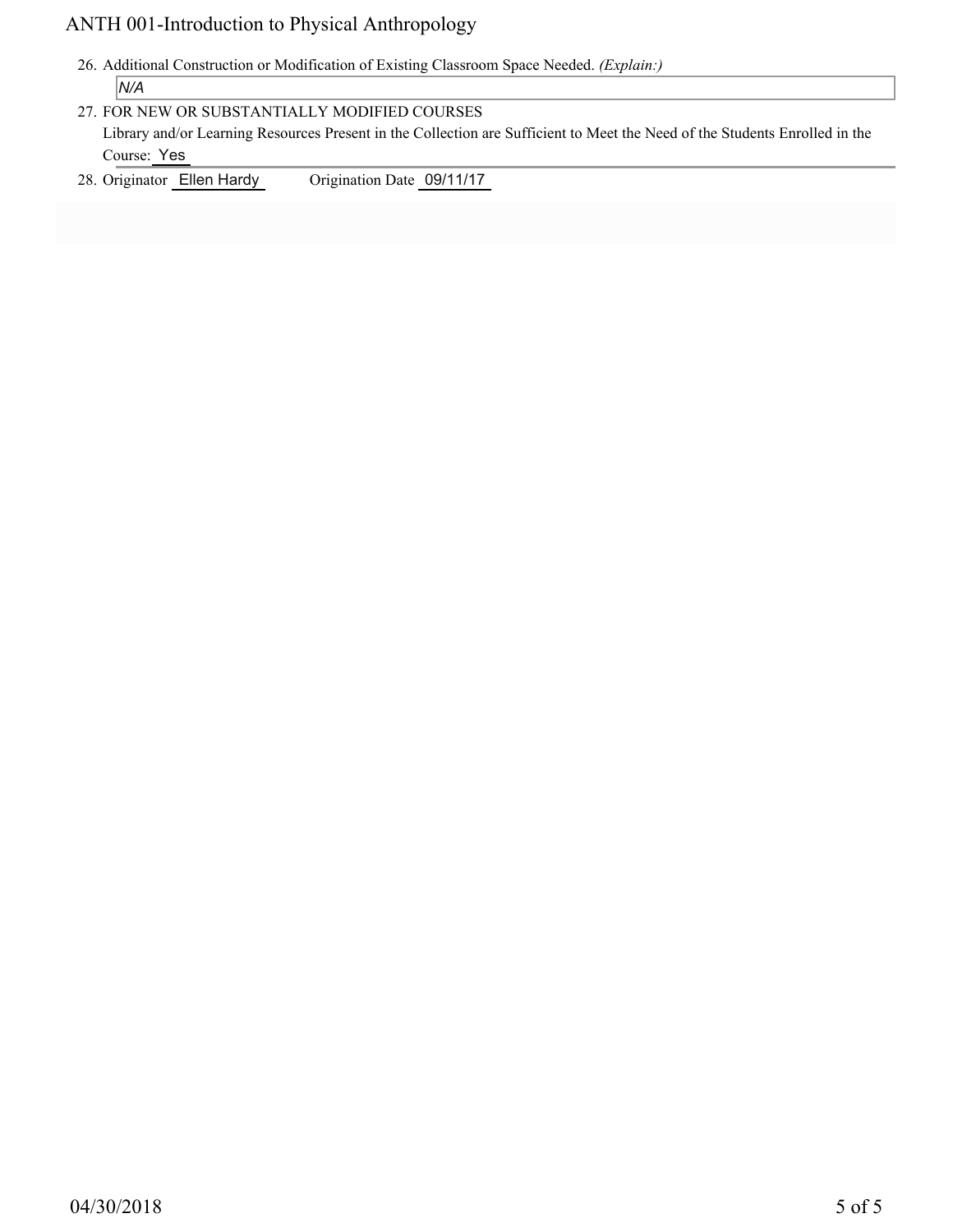26. Additional Construction or Modification of Existing Classroom Space Needed. *(Explain:)*

    *N/A*

27. FOR NEW OR SUBSTANTIALLY MODIFIED COURSES

    Library and/or Learning Resources Present in the Collection are Sufficient to Meet the Need of the Students Enrolled in the Course: Yes

28. Originator Ellen Hardy Origination Date 09/11/17